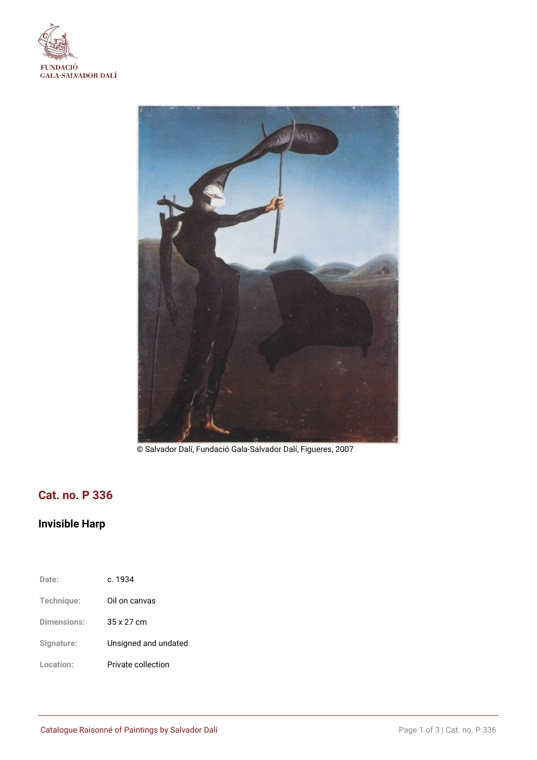FUNDACIÓ
GALA-SALVADOR DALÍ

© Salvador Dalí, Fundació Gala-Salvador Dalí, Figueres, 2007

## Cat. no. P 336

### Invisible Harp

| | |
|---|---|
| Date: | c. 1934 |
| Technique: | Oil on canvas |
| Dimensions: | 35 x 27 cm |
| Signature: | Unsigned and undated |
| Location: | Private collection |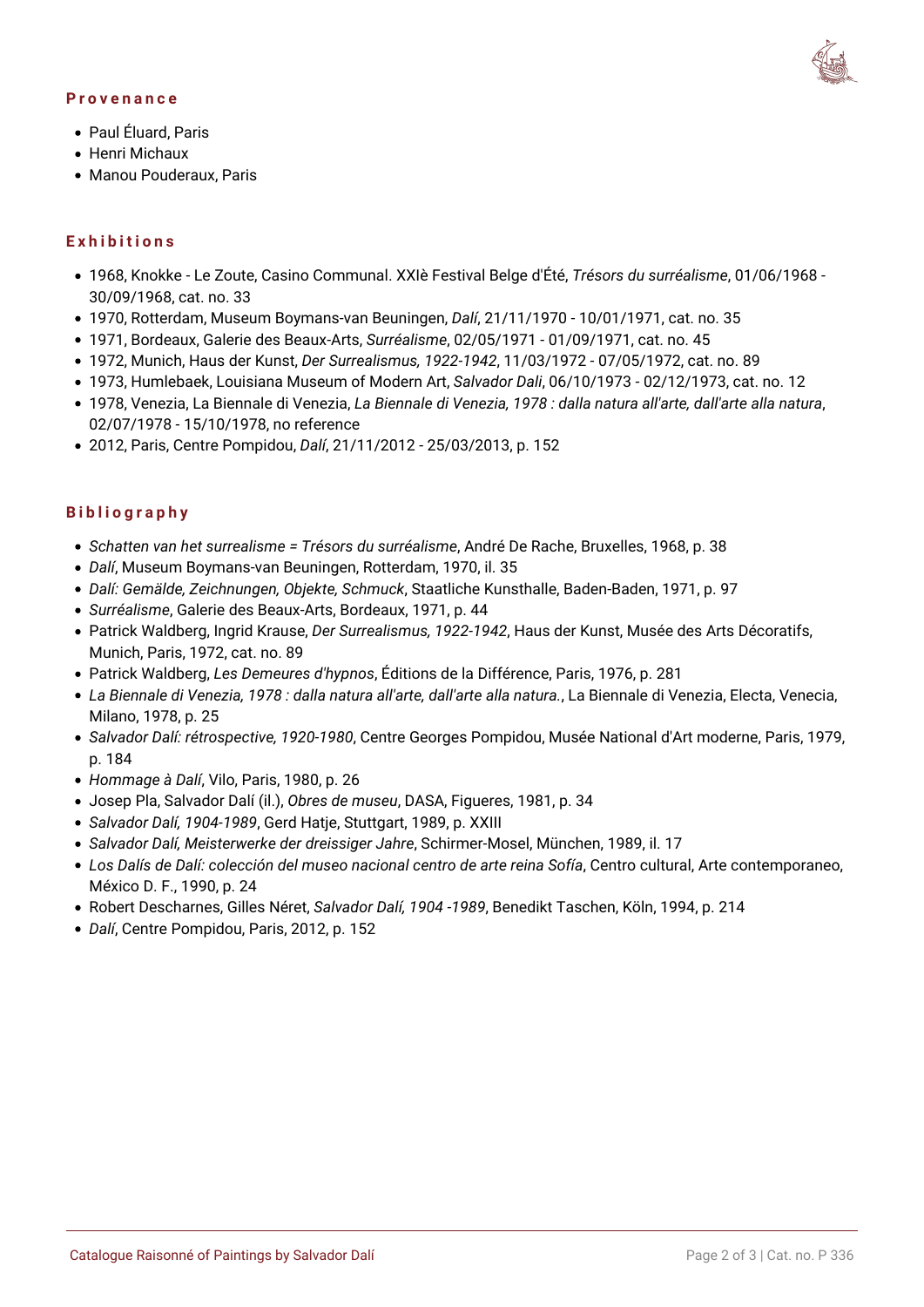### Provenance

- Paul Éluard, Paris
- Henri Michaux
- Manou Pouderaux, Paris

### Exhibitions

- 1968, Knokke - Le Zoute, Casino Communal. XXIè Festival Belge d'Été, *Trésors du surréalisme*, 01/06/1968 - 30/09/1968, cat. no. 33
- 1970, Rotterdam, Museum Boymans-van Beuningen, *Dalí*, 21/11/1970 - 10/01/1971, cat. no. 35
- 1971, Bordeaux, Galerie des Beaux-Arts, *Surréalisme*, 02/05/1971 - 01/09/1971, cat. no. 45
- 1972, Munich, Haus der Kunst, *Der Surrealismus, 1922-1942*, 11/03/1972 - 07/05/1972, cat. no. 89
- 1973, Humlebaek, Louisiana Museum of Modern Art, *Salvador Dali*, 06/10/1973 - 02/12/1973, cat. no. 12
- 1978, Venezia, La Biennale di Venezia, *La Biennale di Venezia, 1978 : dalla natura all'arte, dall'arte alla natura*, 02/07/1978 - 15/10/1978, no reference
- 2012, Paris, Centre Pompidou, *Dalí*, 21/11/2012 - 25/03/2013, p. 152

### Bibliography

- *Schatten van het surrealisme = Trésors du surréalisme*, André De Rache, Bruxelles, 1968, p. 38
- *Dalí*, Museum Boymans-van Beuningen, Rotterdam, 1970, il. 35
- *Dalí: Gemälde, Zeichnungen, Objekte, Schmuck*, Staatliche Kunsthalle, Baden-Baden, 1971, p. 97
- *Surréalisme*, Galerie des Beaux-Arts, Bordeaux, 1971, p. 44
- Patrick Waldberg, Ingrid Krause, *Der Surrealismus, 1922-1942*, Haus der Kunst, Musée des Arts Décoratifs, Munich, Paris, 1972, cat. no. 89
- Patrick Waldberg, *Les Demeures d'hypnos*, Éditions de la Différence, Paris, 1976, p. 281
- *La Biennale di Venezia, 1978 : dalla natura all'arte, dall'arte alla natura.*, La Biennale di Venezia, Electa, Venecia, Milano, 1978, p. 25
- *Salvador Dalí: rétrospective, 1920-1980*, Centre Georges Pompidou, Musée National d'Art moderne, Paris, 1979, p. 184
- *Hommage à Dalí*, Vilo, Paris, 1980, p. 26
- Josep Pla, Salvador Dalí (il.), *Obres de museu*, DASA, Figueres, 1981, p. 34
- *Salvador Dalí, 1904-1989*, Gerd Hatje, Stuttgart, 1989, p. XXIII
- *Salvador Dalí, Meisterwerke der dreissiger Jahre*, Schirmer-Mosel, München, 1989, il. 17
- *Los Dalís de Dalí: colección del museo nacional centro de arte reina Sofía*, Centro cultural, Arte contemporaneo, México D. F., 1990, p. 24
- Robert Descharnes, Gilles Néret, *Salvador Dalí, 1904 -1989*, Benedikt Taschen, Köln, 1994, p. 214
- *Dalí*, Centre Pompidou, Paris, 2012, p. 152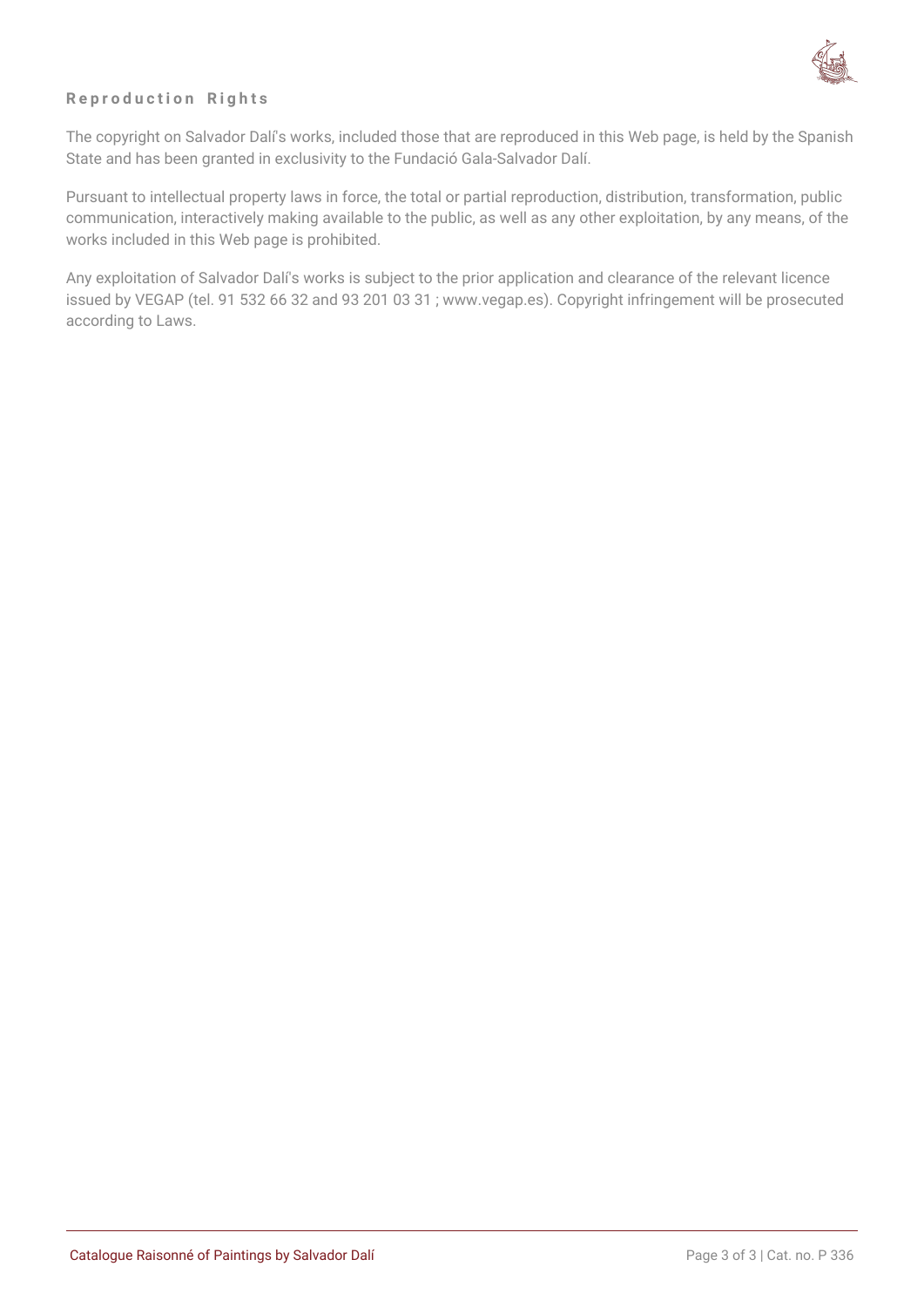## Reproduction Rights

The copyright on Salvador Dalí's works, included those that are reproduced in this Web page, is held by the Spanish State and has been granted in exclusivity to the Fundació Gala-Salvador Dalí.

Pursuant to intellectual property laws in force, the total or partial reproduction, distribution, transformation, public communication, interactively making available to the public, as well as any other exploitation, by any means, of the works included in this Web page is prohibited.

Any exploitation of Salvador Dalí's works is subject to the prior application and clearance of the relevant licence issued by VEGAP (tel. 91 532 66 32 and 93 201 03 31 ; www.vegap.es). Copyright infringement will be prosecuted according to Laws.